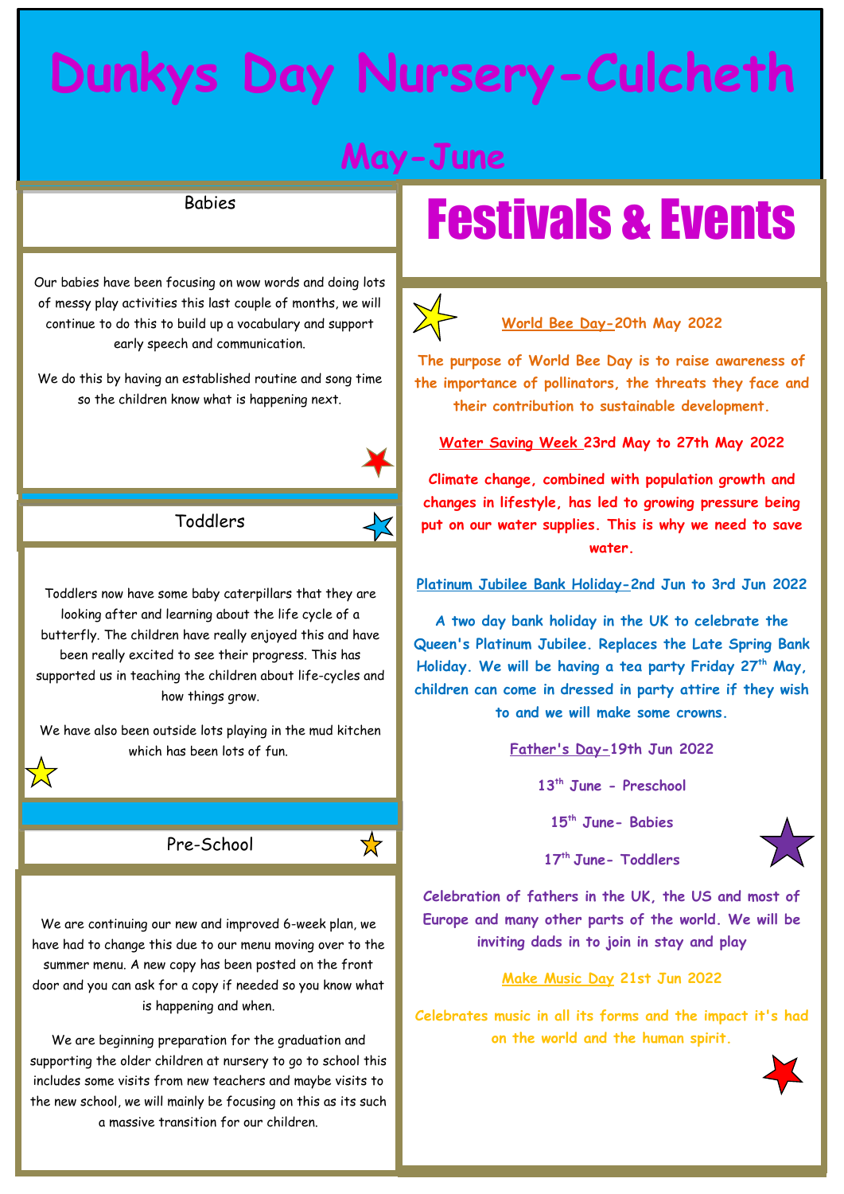# Dunkys Day Nursery-Culcheth

## May-June

### Babies

Our babies have been focusing on wow words and doing lots of messy play activities this last couple of months, we will continue to do this to build up a vocabulary and support early speech and communication.

We do this by having an established routine and song time so the children know what is happening next.

### Toddlers

Toddlers now have some baby caterpillars that they are looking after and learning about the life cycle of a butterfly. The children have really enjoyed this and have been really excited to see their progress. This has supported us in teaching the children about life-cycles and how things grow.

We have also been outside lots playing in the mud kitchen which has been lots of fun.

### Pre-School

We are continuing our new and improved 6-week plan, we have had to change this due to our menu moving over to the summer menu. A new copy has been posted on the front door and you can ask for a copy if needed so you know what is happening and when.

We are beginning preparation for the graduation and supporting the older children at nursery to go to school this includes some visits from new teachers and maybe visits to the new school, we will mainly be focusing on this as its such a massive transition for our children.

## Festivals & Events

**World Bee Day-20th May 2022**

**The purpose of World Bee Day is to raise awareness of the importance of pollinators, the threats they face and their contribution to sustainable development.**

**Water Saving Week 23rd May to 27th May 2022**

**Climate change, combined with population growth and changes in lifestyle, has led to growing pressure being put on our water supplies. This is why we need to save water.**

**Platinum Jubilee Bank Holiday-2nd Jun to 3rd Jun 2022**

**A two day bank holiday in the UK to celebrate the Queen's Platinum Jubilee. Replaces the Late Spring Bank Holiday. We will be having a tea party Friday 27th May, children can come in dressed in party attire if they wish to and we will make some crowns.**

**Father's Day-19th Jun 2022**

**13th June - Preschool**

**15th June- Babies**

**17th June- Toddlers**

**Celebration of fathers in the UK, the US and most of Europe and many other parts of the world. We will be inviting dads in to join in stay and play**

**Make Music Day 21st Jun 2022**

**Celebrates music in all its forms and the impact it's had on the world and the human spirit.**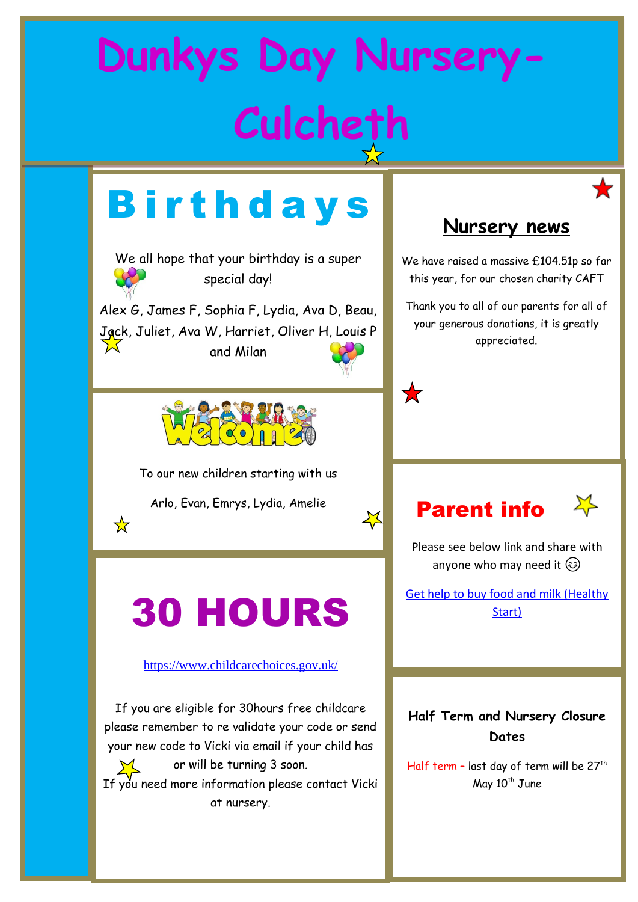# Dunkys Day Nursery- Culcheth

## Birthdays

We all hope that your birthday is a super special day!

Alex G, James F, Sophia F, Lydia, Ava D, Beau, Jack, Juliet, Ava W, Harriet, Oliver H, Louis P and Milan

Welcome

To our new children starting with us

Arlo, Evan, Emrys, Lydia, Amelie

## 30 HOURS

https://www.childcarechoices.gov.uk/

If you are eligible for 30hours free childcare please remember to re validate your code or send your new code to Vicki via email if your child has or will be turning 3 soon.

If you need more information please contact Vicki at nursery.

## Nursery news

We have raised a massive £104.51p so far this year, for our chosen charity CAFT

Thank you to all of our parents for all of your generous donations, it is greatly appreciated.

## Parent info

Please see below link and share with anyone who may need it ☺

[Get help to buy food and milk (Healthy Start)]

**Half Term and Nursery Closure Dates**

Half term – last day of term will be 27th May 10th June